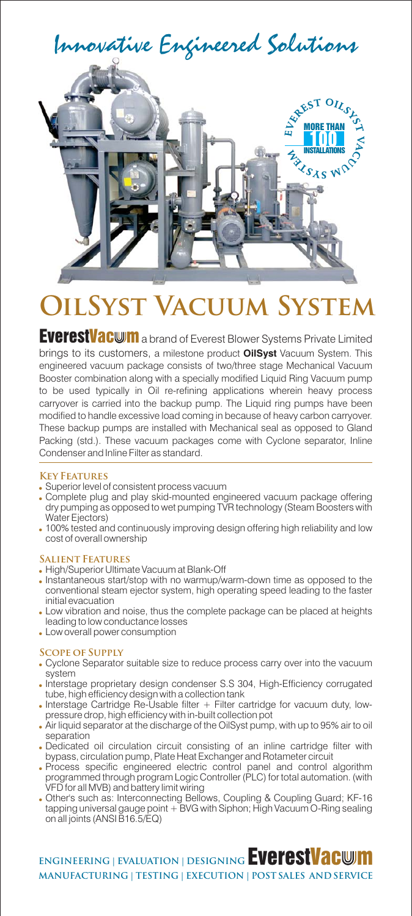# Innovative Engineered Solutions

# OilSyst Vacuum System

**EverestVacuum** a brand of Everest Blower Systems Private Limited brings to its customers, a milestone product **OilSyst** Vacuum System. This engineered vacuum package consists of two/three stage Mechanical Vacuum Booster combination along with a specially modified Liquid Ring Vacuum pump to be used typically in Oil re-refining applications wherein heavy process carryover is carried into the backup pump. The Liquid ring pumps have been modified to handle excessive load coming in because of heavy carbon carryover. These backup pumps are installed with Mechanical seal as opposed to Gland Packing (std.). These vacuum packages come with Cyclone separator, Inline Condenser and Inline Filter as standard.

### Key Features

- Superior level of consistent process vacuum
- Complete plug and play skid-mounted engineered vacuum package offering dry pumping as opposed to wet pumping TVR technology (Steam Boosters with Water Ejectors)
- 100% tested and continuously improving design offering high reliability and low cost of overall ownership

### Salient Features

- High/Superior Ultimate Vacuum at Blank-Off
- Instantaneous start/stop with no warmup/warm-down time as opposed to the conventional steam ejector system, high operating speed leading to the faster initial evacuation
- Low vibration and noise, thus the complete package can be placed at heights leading to low conductance losses
- Low overall power consumption

### Scope of Supply

- Cyclone Separator suitable size to reduce process carry over into the vacuum system
- Interstage proprietary design condenser S.S 304, High-Efficiency corrugated tube, high efficiency design with a collection tank
- Interstage Cartridge Re-Usable filter + Filter cartridge for vacuum duty, low-pressure drop, high efficiency with in-built collection pot
- Air liquid separator at the discharge of the OilSyst pump, with up to 95% air to oil separation
- Dedicated oil circulation circuit consisting of an inline cartridge filter with bypass, circulation pump, Plate Heat Exchanger and Rotameter circuit
- Process specific engineered electric control panel and control algorithm programmed through program Logic Controller (PLC) for total automation. (with VFD for all MVB) and battery limit wiring
- Other's such as: Interconnecting Bellows, Coupling & Coupling Guard; KF-16 tapping universal gauge point + BVG with Siphon; High Vacuum O-Ring sealing on all joints (ANSI B16.5/EQ)

ENGINEERING | EVALUATION | DESIGNING **EverestVacuum**
MANUFACTURING | TESTING | EXECUTION | POST SALES AND SERVICE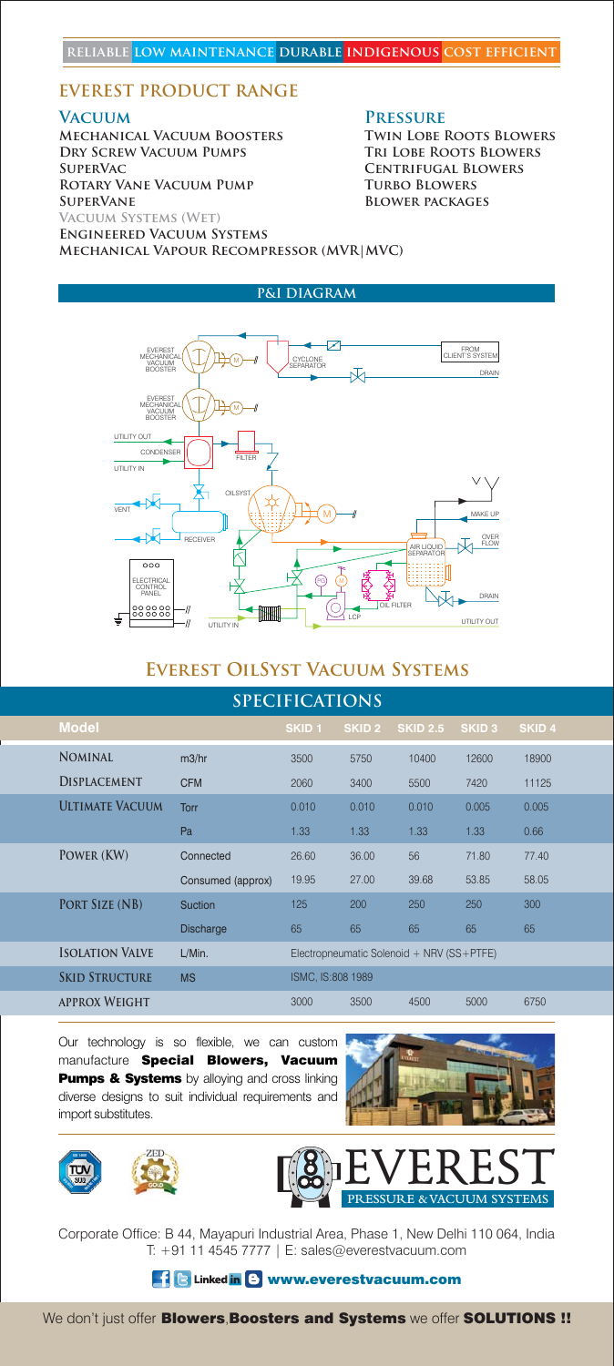RELIABLE LOW MAINTENANCE DURABLE INDIGENOUS COST EFFICIENT

## EVEREST PRODUCT RANGE

### Vacuum

- Mechanical Vacuum Boosters
- Dry Screw Vacuum Pumps
- SuperVac
- Rotary Vane Vacuum Pump
- SuperVane
- Vacuum Systems (Wet)
- Engineered Vacuum Systems
- Mechanical Vapour Recompressor (MVR|MVC)

### Pressure

- Twin Lobe Roots Blowers
- Tri Lobe Roots Blowers
- Centrifugal Blowers
- Turbo Blowers
- Blower packages

### P&I DIAGRAM

EVEREST MECHANICAL VACUUM BOOSTER
CYCLONE SEPARATOR
FROM CLIENT'S SYSTEM
DRAIN
EVEREST MECHANICAL VACUUM BOOSTER
UTILITY OUT
CONDENSER
FILTER
UTILITY IN
OILSYST
VENT
MAKE UP
RECEIVER
OVER FLOW
AIR LIQUID SEPARATOR
ELECTRICAL CONTROL PANEL
OIL FILTER
DRAIN
LCP
UTILITY IN
UTILITY OUT

## Everest OilSyst Vacuum Systems

### SPECIFICATIONS

| Model | | SKID 1 | SKID 2 | SKID 2.5 | SKID 3 | SKID 4 |
|---|---|---|---|---|---|---|
| Nominal | m3/hr | 3500 | 5750 | 10400 | 12600 | 18900 |
| Displacement | CFM | 2060 | 3400 | 5500 | 7420 | 11125 |
| Ultimate Vacuum | Torr | 0.010 | 0.010 | 0.010 | 0.005 | 0.005 |
| | Pa | 1.33 | 1.33 | 1.33 | 1.33 | 0.66 |
| Power (KW) | Connected | 26.60 | 36.00 | 56 | 71.80 | 77.40 |
| | Consumed (approx) | 19.95 | 27.00 | 39.68 | 53.85 | 58.05 |
| Port Size (NB) | Suction | 125 | 200 | 250 | 250 | 300 |
| | Discharge | 65 | 65 | 65 | 65 | 65 |
| Isolation Valve | L/Min. | Electropneumatic Solenoid + NRV (SS+PTFE) | | | | |
| Skid Structure | MS | ISMC, IS:808 1989 | | | | |
| Approx Weight | | 3000 | 3500 | 4500 | 5000 | 6750 |

Our technology is so flexible, we can custom manufacture **Special Blowers, Vacuum Pumps & Systems** by alloying and cross linking diverse designs to suit individual requirements and import substitutes.

EVEREST
PRESSURE & VACUUM SYSTEMS

Corporate Office: B 44, Mayapuri Industrial Area, Phase 1, New Delhi 110 064, India
T: +91 11 4545 7777 | E: sales@everestvacuum.com

**www.everestvacuum.com**

We don't just offer **Blowers**,**Boosters and Systems** we offer **SOLUTIONS !!**